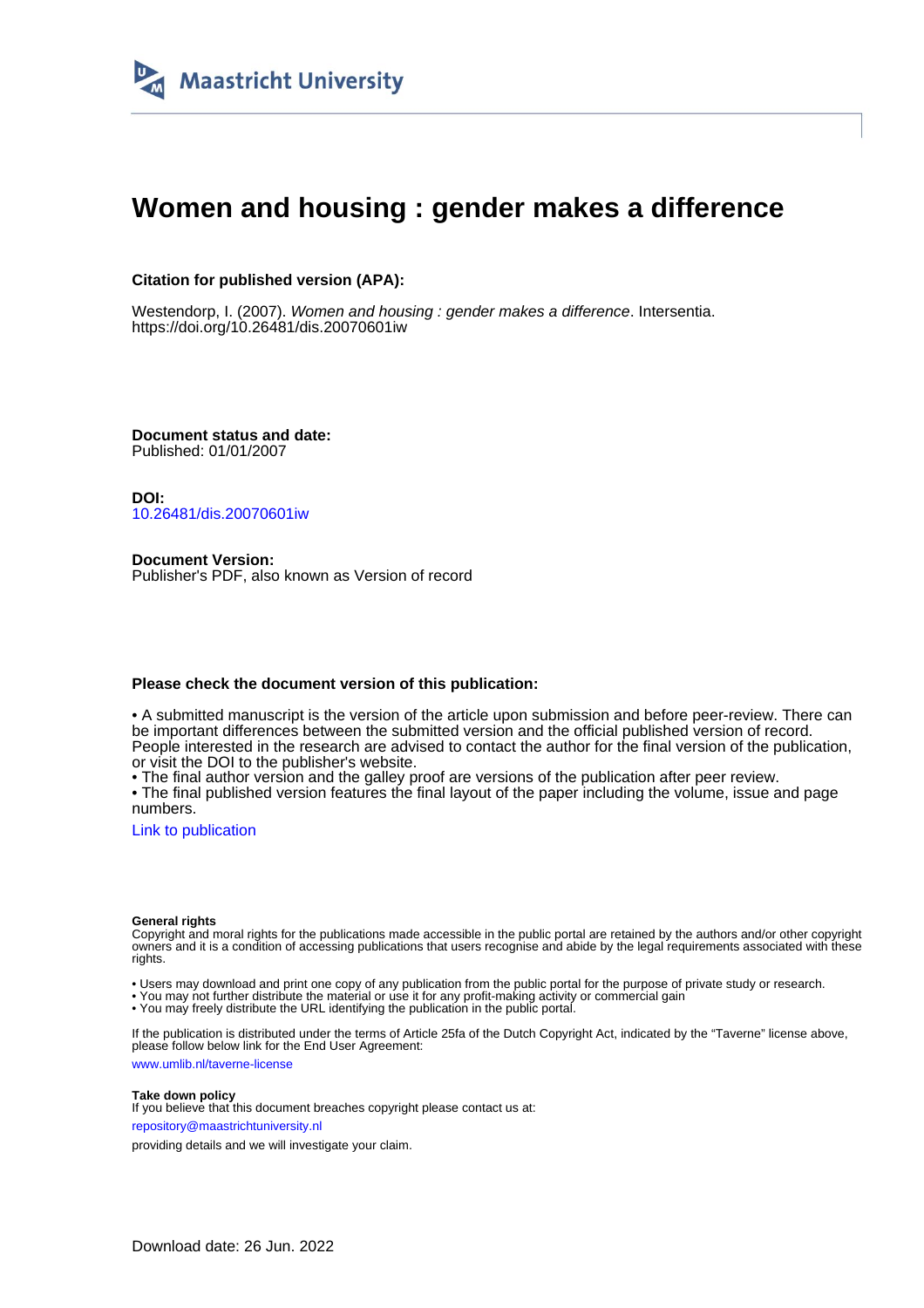Maastricht University

# Women and housing : gender makes a difference

**Citation for published version (APA):**

Westendorp, I. (2007). *Women and housing : gender makes a difference*. Intersentia.
https://doi.org/10.26481/dis.20070601iw

**Document status and date:**
Published: 01/01/2007

**DOI:**
10.26481/dis.20070601iw

**Document Version:**
Publisher's PDF, also known as Version of record

**Please check the document version of this publication:**

• A submitted manuscript is the version of the article upon submission and before peer-review. There can be important differences between the submitted version and the official published version of record. People interested in the research are advised to contact the author for the final version of the publication, or visit the DOI to the publisher's website.
• The final author version and the galley proof are versions of the publication after peer review.
• The final published version features the final layout of the paper including the volume, issue and page numbers.

Link to publication

**General rights**
Copyright and moral rights for the publications made accessible in the public portal are retained by the authors and/or other copyright owners and it is a condition of accessing publications that users recognise and abide by the legal requirements associated with these rights.

• Users may download and print one copy of any publication from the public portal for the purpose of private study or research.
• You may not further distribute the material or use it for any profit-making activity or commercial gain
• You may freely distribute the URL identifying the publication in the public portal.

If the publication is distributed under the terms of Article 25fa of the Dutch Copyright Act, indicated by the "Taverne" license above, please follow below link for the End User Agreement:

www.umlib.nl/taverne-license

**Take down policy**
If you believe that this document breaches copyright please contact us at:

repository@maastrichtuniversity.nl

providing details and we will investigate your claim.

Download date: 26 Jun. 2022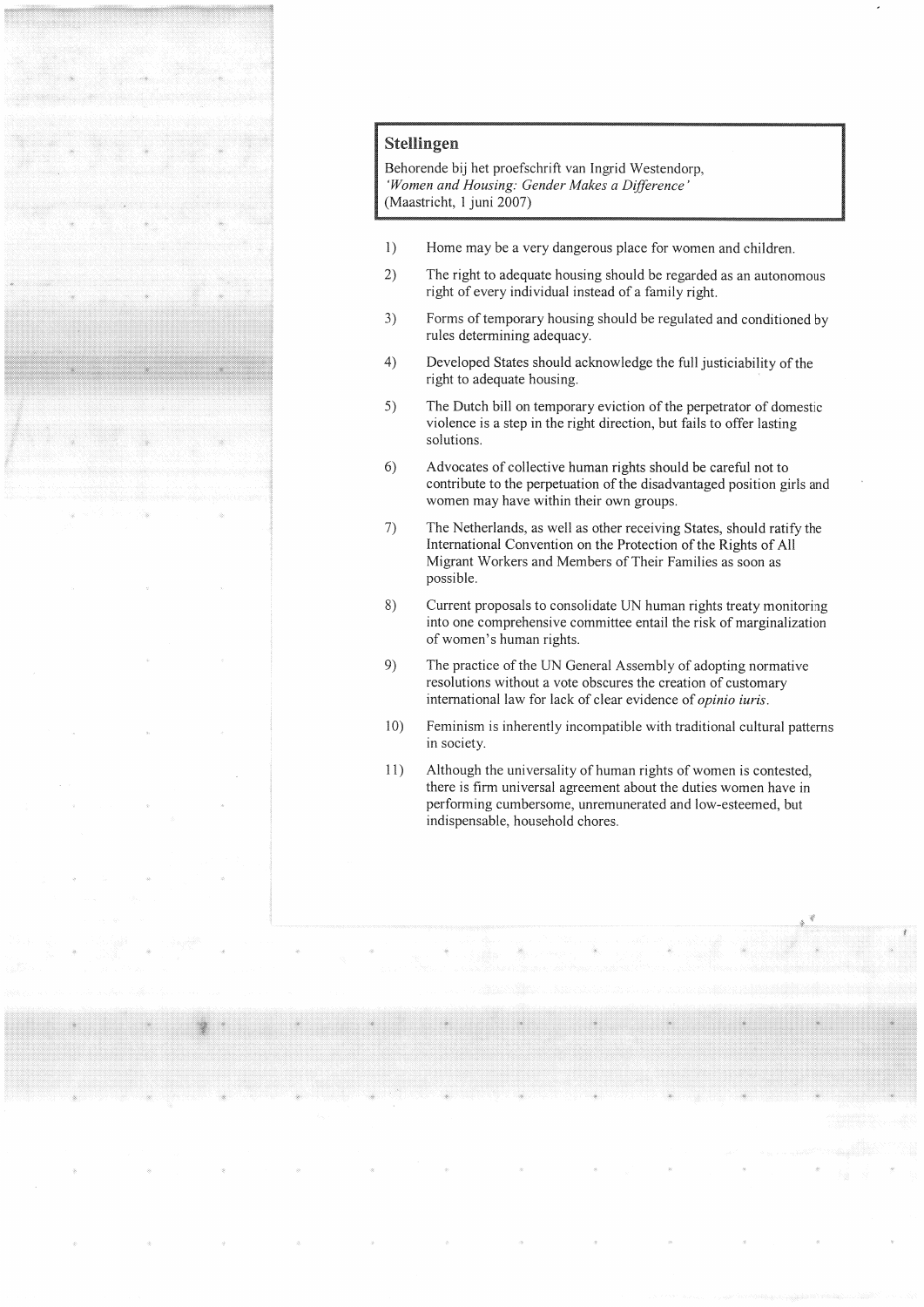## Stellingen

Behorende bij het proefschrift van Ingrid Westendorp,
*'Women and Housing: Gender Makes a Difference'*
(Maastricht, 1 juni 2007)

1) Home may be a very dangerous place for women and children.

2) The right to adequate housing should be regarded as an autonomous right of every individual instead of a family right.

3) Forms of temporary housing should be regulated and conditioned by rules determining adequacy.

4) Developed States should acknowledge the full justiciability of the right to adequate housing.

5) The Dutch bill on temporary eviction of the perpetrator of domestic violence is a step in the right direction, but fails to offer lasting solutions.

6) Advocates of collective human rights should be careful not to contribute to the perpetuation of the disadvantaged position girls and women may have within their own groups.

7) The Netherlands, as well as other receiving States, should ratify the International Convention on the Protection of the Rights of All Migrant Workers and Members of Their Families as soon as possible.

8) Current proposals to consolidate UN human rights treaty monitoring into one comprehensive committee entail the risk of marginalization of women's human rights.

9) The practice of the UN General Assembly of adopting normative resolutions without a vote obscures the creation of customary international law for lack of clear evidence of *opinio iuris*.

10) Feminism is inherently incompatible with traditional cultural patterns in society.

11) Although the universality of human rights of women is contested, there is firm universal agreement about the duties women have in performing cumbersome, unremunerated and low-esteemed, but indispensable, household chores.